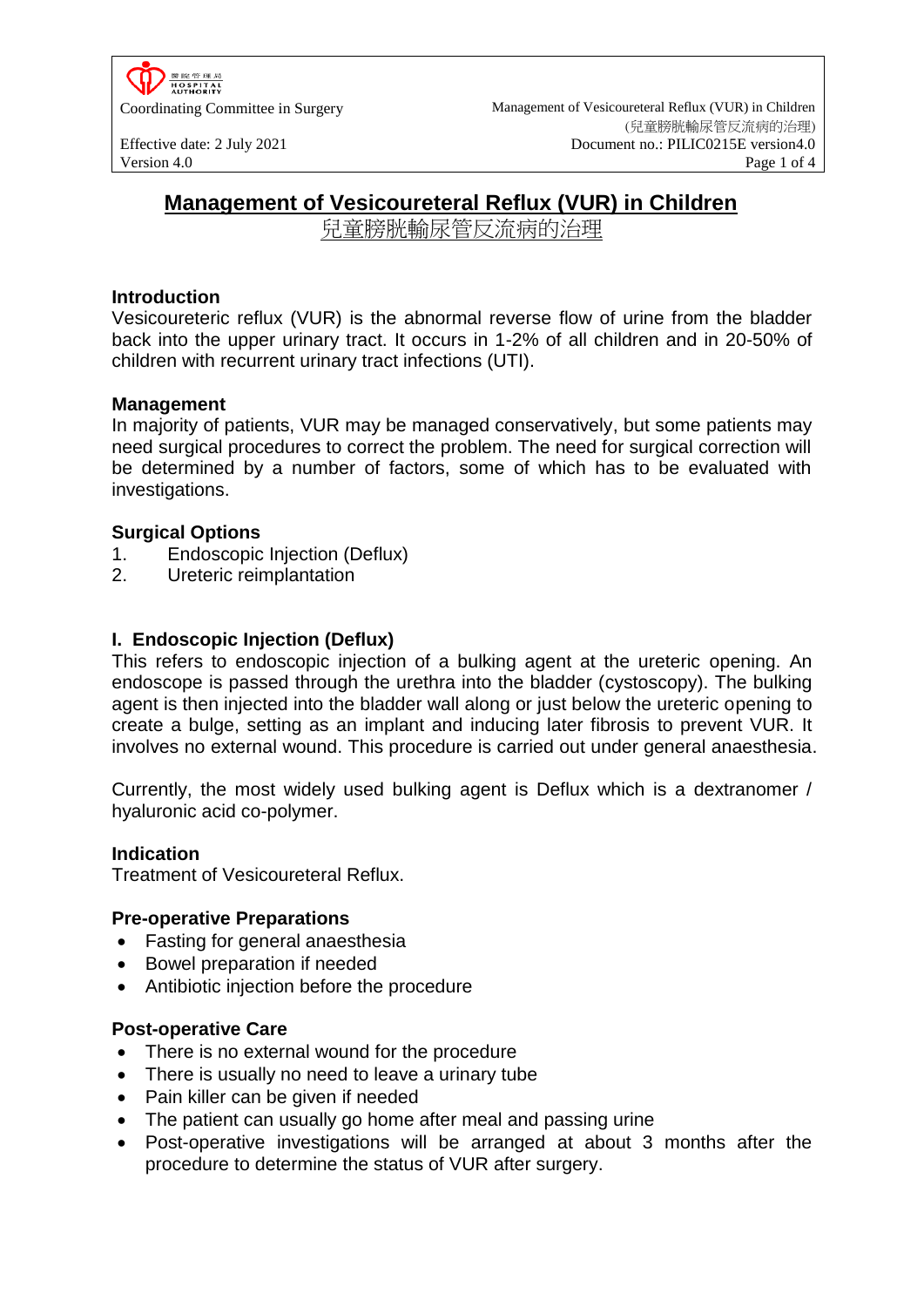# Management of Vesicoureteral Reflux (VUR) in Children

兒童膀胱輸尿管反流病的治理

## Introduction

Vesicoureteric reflux (VUR) is the abnormal reverse flow of urine from the bladder back into the upper urinary tract. It occurs in 1-2% of all children and in 20-50% of children with recurrent urinary tract infections (UTI).

## Management

In majority of patients, VUR may be managed conservatively, but some patients may need surgical procedures to correct the problem. The need for surgical correction will be determined by a number of factors, some of which has to be evaluated with investigations.

## Surgical Options

1. Endoscopic Injection (Deflux)
2. Ureteric reimplantation

## I. Endoscopic Injection (Deflux)

This refers to endoscopic injection of a bulking agent at the ureteric opening. An endoscope is passed through the urethra into the bladder (cystoscopy). The bulking agent is then injected into the bladder wall along or just below the ureteric opening to create a bulge, setting as an implant and inducing later fibrosis to prevent VUR. It involves no external wound. This procedure is carried out under general anaesthesia.

Currently, the most widely used bulking agent is Deflux which is a dextranomer / hyaluronic acid co-polymer.

### Indication

Treatment of Vesicoureteral Reflux.

### Pre-operative Preparations

- Fasting for general anaesthesia
- Bowel preparation if needed
- Antibiotic injection before the procedure

### Post-operative Care

- There is no external wound for the procedure
- There is usually no need to leave a urinary tube
- Pain killer can be given if needed
- The patient can usually go home after meal and passing urine
- Post-operative investigations will be arranged at about 3 months after the procedure to determine the status of VUR after surgery.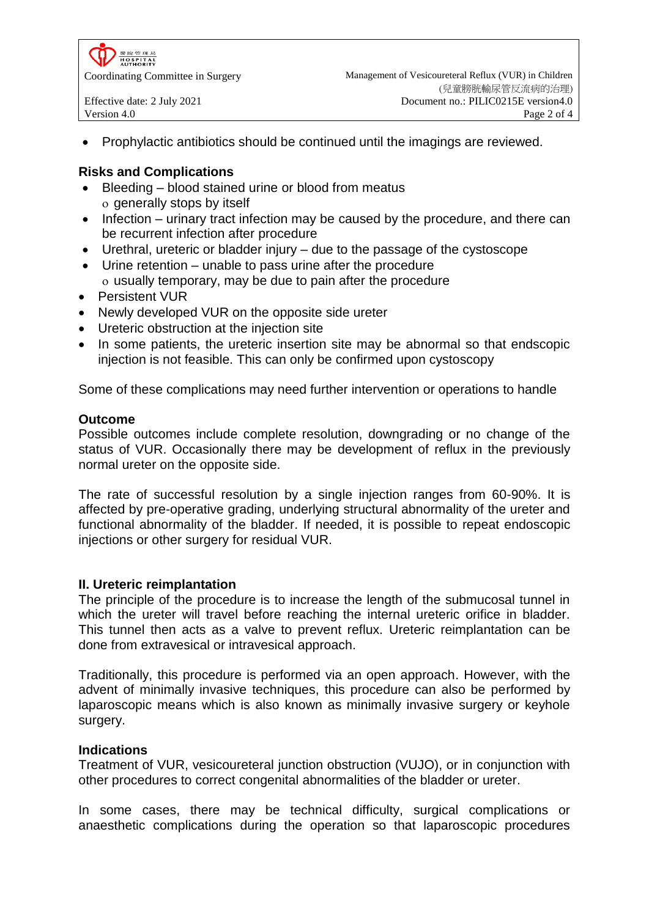- Prophylactic antibiotics should be continued until the imagings are reviewed.

### Risks and Complications

- Bleeding – blood stained urine or blood from meatus
  - generally stops by itself
- Infection – urinary tract infection may be caused by the procedure, and there can be recurrent infection after procedure
- Urethral, ureteric or bladder injury – due to the passage of the cystoscope
- Urine retention – unable to pass urine after the procedure
  - usually temporary, may be due to pain after the procedure
- Persistent VUR
- Newly developed VUR on the opposite side ureter
- Ureteric obstruction at the injection site
- In some patients, the ureteric insertion site may be abnormal so that endscopic injection is not feasible. This can only be confirmed upon cystoscopy

Some of these complications may need further intervention or operations to handle

### Outcome

Possible outcomes include complete resolution, downgrading or no change of the status of VUR. Occasionally there may be development of reflux in the previously normal ureter on the opposite side.

The rate of successful resolution by a single injection ranges from 60-90%. It is affected by pre-operative grading, underlying structural abnormality of the ureter and functional abnormality of the bladder. If needed, it is possible to repeat endoscopic injections or other surgery for residual VUR.

## II. Ureteric reimplantation

The principle of the procedure is to increase the length of the submucosal tunnel in which the ureter will travel before reaching the internal ureteric orifice in bladder. This tunnel then acts as a valve to prevent reflux. Ureteric reimplantation can be done from extravesical or intravesical approach.

Traditionally, this procedure is performed via an open approach. However, with the advent of minimally invasive techniques, this procedure can also be performed by laparoscopic means which is also known as minimally invasive surgery or keyhole surgery.

### Indications

Treatment of VUR, vesicoureteral junction obstruction (VUJO), or in conjunction with other procedures to correct congenital abnormalities of the bladder or ureter.

In some cases, there may be technical difficulty, surgical complications or anaesthetic complications during the operation so that laparoscopic procedures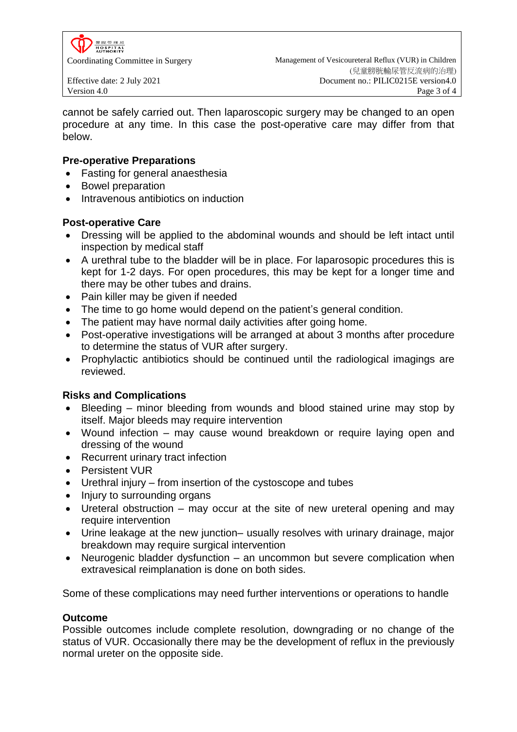cannot be safely carried out. Then laparoscopic surgery may be changed to an open procedure at any time. In this case the post-operative care may differ from that below.

**Pre-operative Preparations**

- Fasting for general anaesthesia
- Bowel preparation
- Intravenous antibiotics on induction

**Post-operative Care**

- Dressing will be applied to the abdominal wounds and should be left intact until inspection by medical staff
- A urethral tube to the bladder will be in place. For laparosopic procedures this is kept for 1-2 days. For open procedures, this may be kept for a longer time and there may be other tubes and drains.
- Pain killer may be given if needed
- The time to go home would depend on the patient's general condition.
- The patient may have normal daily activities after going home.
- Post-operative investigations will be arranged at about 3 months after procedure to determine the status of VUR after surgery.
- Prophylactic antibiotics should be continued until the radiological imagings are reviewed.

**Risks and Complications**

- Bleeding – minor bleeding from wounds and blood stained urine may stop by itself. Major bleeds may require intervention
- Wound infection – may cause wound breakdown or require laying open and dressing of the wound
- Recurrent urinary tract infection
- Persistent VUR
- Urethral injury – from insertion of the cystoscope and tubes
- Injury to surrounding organs
- Ureteral obstruction – may occur at the site of new ureteral opening and may require intervention
- Urine leakage at the new junction– usually resolves with urinary drainage, major breakdown may require surgical intervention
- Neurogenic bladder dysfunction – an uncommon but severe complication when extravesical reimplanation is done on both sides.

Some of these complications may need further interventions or operations to handle

**Outcome**

Possible outcomes include complete resolution, downgrading or no change of the status of VUR. Occasionally there may be the development of reflux in the previously normal ureter on the opposite side.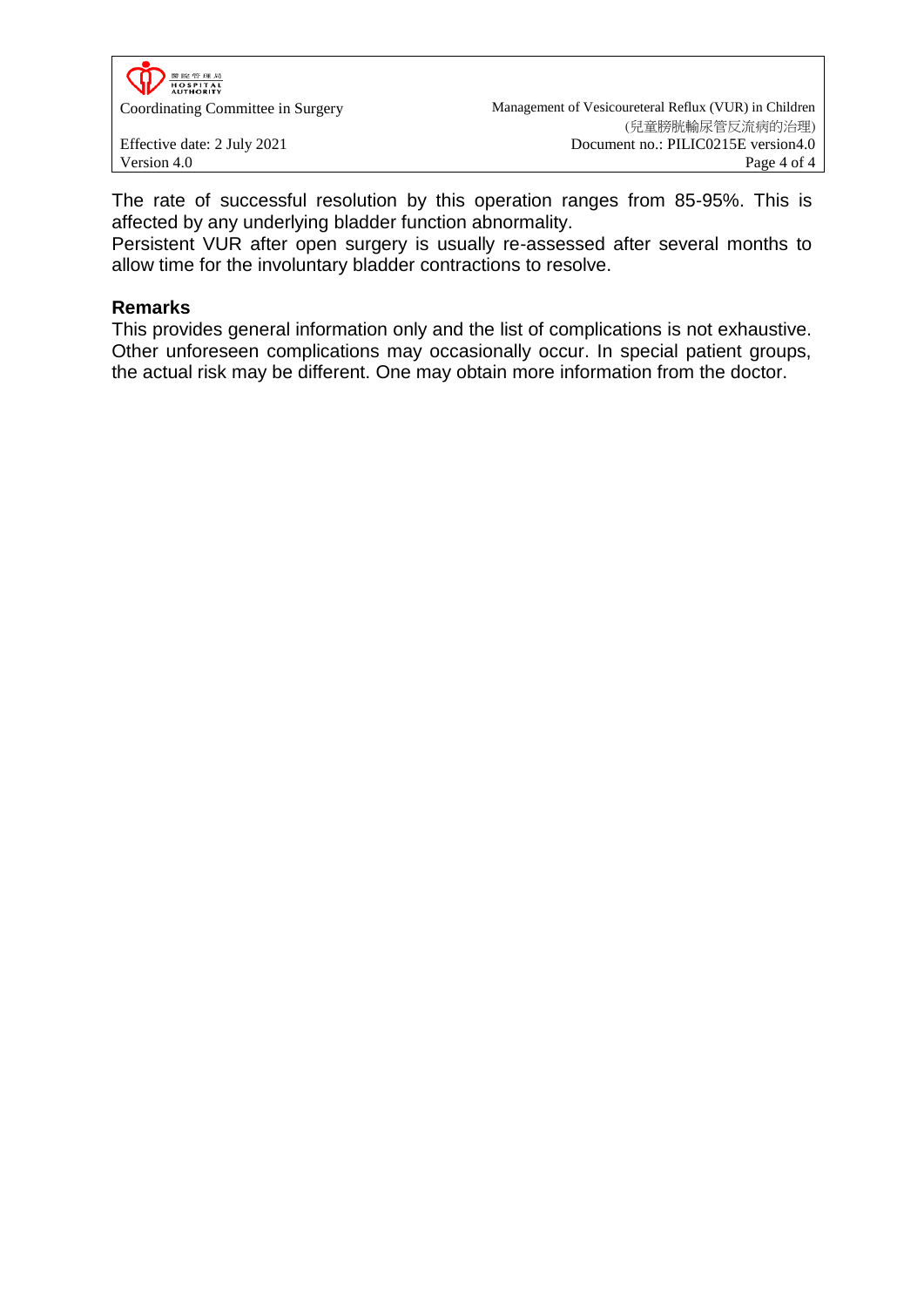The rate of successful resolution by this operation ranges from 85-95%. This is affected by any underlying bladder function abnormality.
Persistent VUR after open surgery is usually re-assessed after several months to allow time for the involuntary bladder contractions to resolve.

## Remarks

This provides general information only and the list of complications is not exhaustive. Other unforeseen complications may occasionally occur. In special patient groups, the actual risk may be different. One may obtain more information from the doctor.